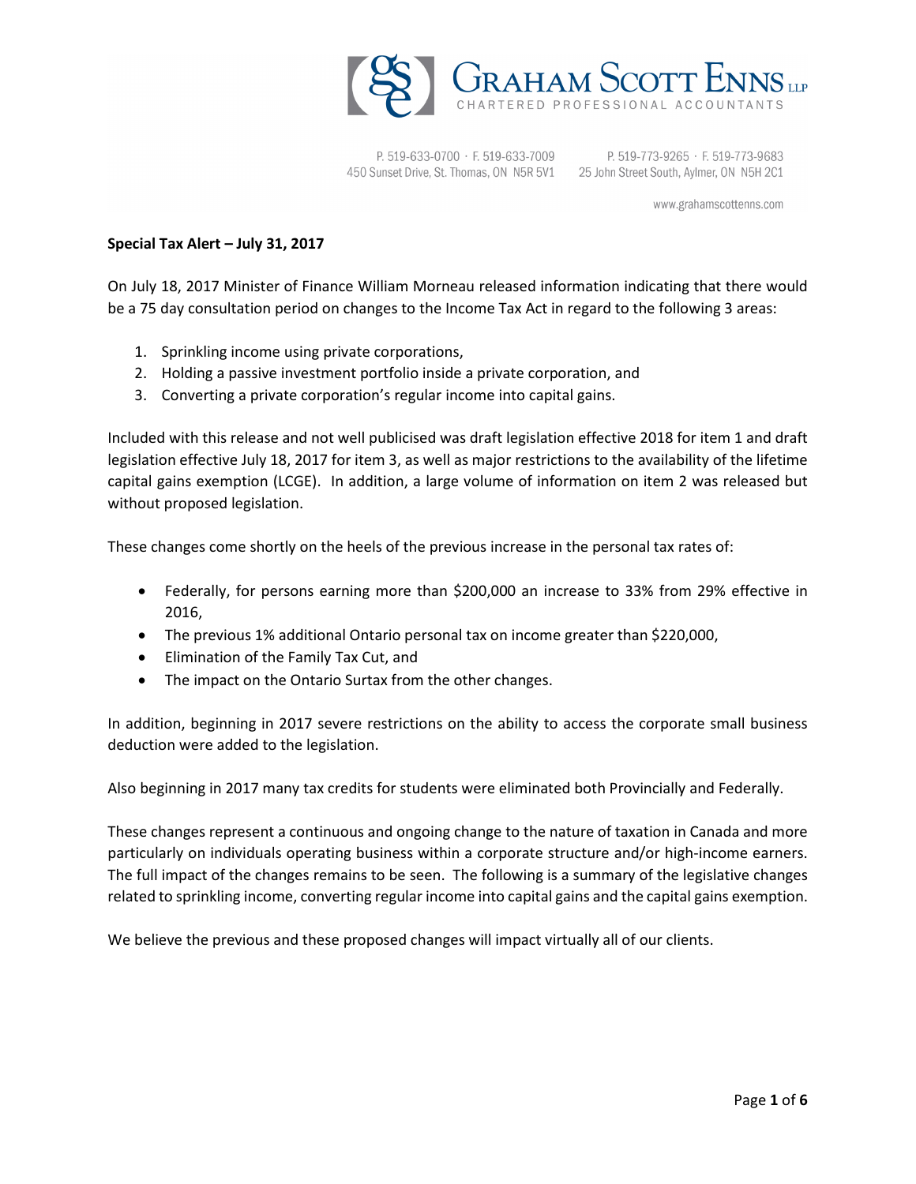Graham Scott Enns LLP
CHARTERED PROFESSIONAL ACCOUNTANTS

P. 519-633-0700 · F. 519-633-7009
450 Sunset Drive, St. Thomas, ON N5R 5V1

P. 519-773-9265 · F. 519-773-9683
25 John Street South, Aylmer, ON N5H 2C1

www.grahamscottenns.com

**Special Tax Alert – July 31, 2017**

On July 18, 2017 Minister of Finance William Morneau released information indicating that there would be a 75 day consultation period on changes to the Income Tax Act in regard to the following 3 areas:

1. Sprinkling income using private corporations,
2. Holding a passive investment portfolio inside a private corporation, and
3. Converting a private corporation's regular income into capital gains.

Included with this release and not well publicised was draft legislation effective 2018 for item 1 and draft legislation effective July 18, 2017 for item 3, as well as major restrictions to the availability of the lifetime capital gains exemption (LCGE). In addition, a large volume of information on item 2 was released but without proposed legislation.

These changes come shortly on the heels of the previous increase in the personal tax rates of:

- Federally, for persons earning more than $200,000 an increase to 33% from 29% effective in 2016,
- The previous 1% additional Ontario personal tax on income greater than $220,000,
- Elimination of the Family Tax Cut, and
- The impact on the Ontario Surtax from the other changes.

In addition, beginning in 2017 severe restrictions on the ability to access the corporate small business deduction were added to the legislation.

Also beginning in 2017 many tax credits for students were eliminated both Provincially and Federally.

These changes represent a continuous and ongoing change to the nature of taxation in Canada and more particularly on individuals operating business within a corporate structure and/or high-income earners. The full impact of the changes remains to be seen. The following is a summary of the legislative changes related to sprinkling income, converting regular income into capital gains and the capital gains exemption.

We believe the previous and these proposed changes will impact virtually all of our clients.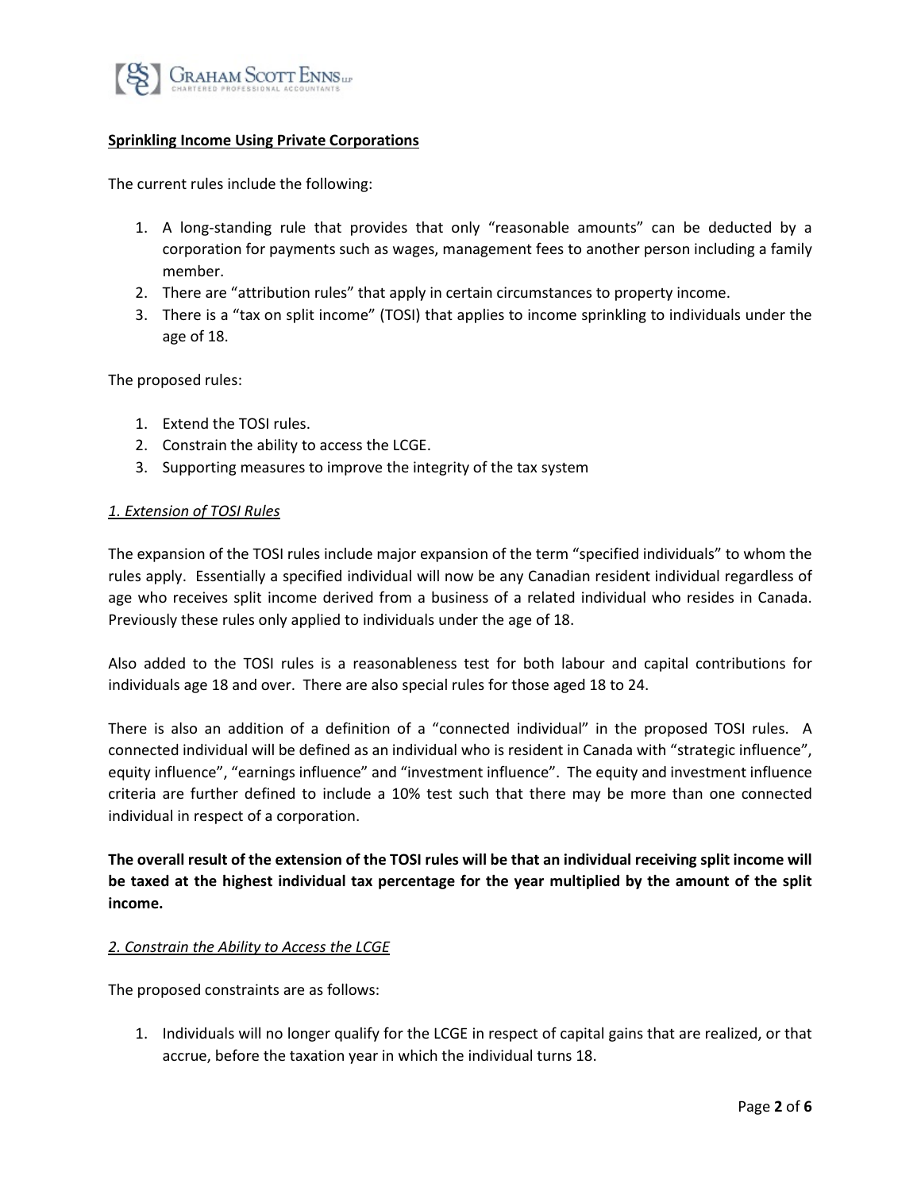**Sprinkling Income Using Private Corporations**

The current rules include the following:

1. A long-standing rule that provides that only "reasonable amounts" can be deducted by a corporation for payments such as wages, management fees to another person including a family member.
2. There are "attribution rules" that apply in certain circumstances to property income.
3. There is a "tax on split income" (TOSI) that applies to income sprinkling to individuals under the age of 18.

The proposed rules:

1. Extend the TOSI rules.
2. Constrain the ability to access the LCGE.
3. Supporting measures to improve the integrity of the tax system

*1. Extension of TOSI Rules*

The expansion of the TOSI rules include major expansion of the term "specified individuals" to whom the rules apply. Essentially a specified individual will now be any Canadian resident individual regardless of age who receives split income derived from a business of a related individual who resides in Canada. Previously these rules only applied to individuals under the age of 18.

Also added to the TOSI rules is a reasonableness test for both labour and capital contributions for individuals age 18 and over. There are also special rules for those aged 18 to 24.

There is also an addition of a definition of a "connected individual" in the proposed TOSI rules. A connected individual will be defined as an individual who is resident in Canada with "strategic influence", equity influence", "earnings influence" and "investment influence". The equity and investment influence criteria are further defined to include a 10% test such that there may be more than one connected individual in respect of a corporation.

**The overall result of the extension of the TOSI rules will be that an individual receiving split income will be taxed at the highest individual tax percentage for the year multiplied by the amount of the split income.**

*2. Constrain the Ability to Access the LCGE*

The proposed constraints are as follows:

1. Individuals will no longer qualify for the LCGE in respect of capital gains that are realized, or that accrue, before the taxation year in which the individual turns 18.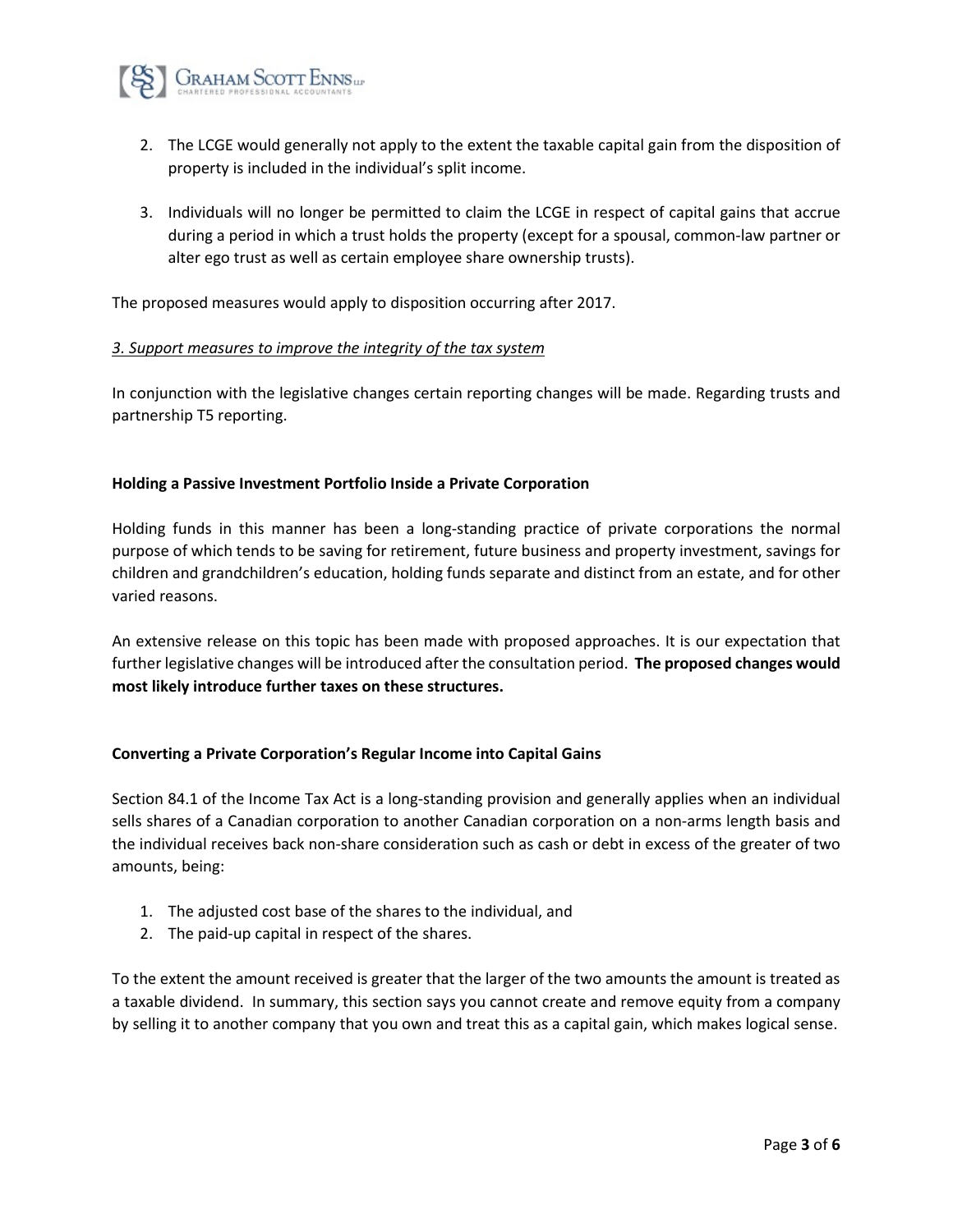2. The LCGE would generally not apply to the extent the taxable capital gain from the disposition of property is included in the individual's split income.
3. Individuals will no longer be permitted to claim the LCGE in respect of capital gains that accrue during a period in which a trust holds the property (except for a spousal, common-law partner or alter ego trust as well as certain employee share ownership trusts).

The proposed measures would apply to disposition occurring after 2017.

*3. Support measures to improve the integrity of the tax system*

In conjunction with the legislative changes certain reporting changes will be made. Regarding trusts and partnership T5 reporting.

**Holding a Passive Investment Portfolio Inside a Private Corporation**

Holding funds in this manner has been a long-standing practice of private corporations the normal purpose of which tends to be saving for retirement, future business and property investment, savings for children and grandchildren's education, holding funds separate and distinct from an estate, and for other varied reasons.

An extensive release on this topic has been made with proposed approaches. It is our expectation that further legislative changes will be introduced after the consultation period. **The proposed changes would most likely introduce further taxes on these structures.**

**Converting a Private Corporation's Regular Income into Capital Gains**

Section 84.1 of the Income Tax Act is a long-standing provision and generally applies when an individual sells shares of a Canadian corporation to another Canadian corporation on a non-arms length basis and the individual receives back non-share consideration such as cash or debt in excess of the greater of two amounts, being:

1. The adjusted cost base of the shares to the individual, and
2. The paid-up capital in respect of the shares.

To the extent the amount received is greater that the larger of the two amounts the amount is treated as a taxable dividend. In summary, this section says you cannot create and remove equity from a company by selling it to another company that you own and treat this as a capital gain, which makes logical sense.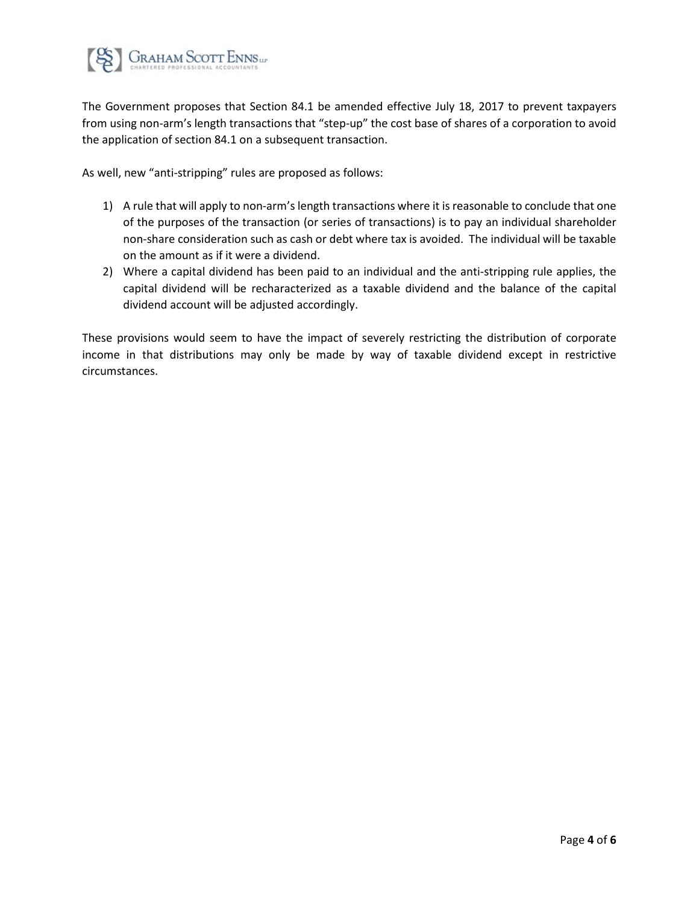The Government proposes that Section 84.1 be amended effective July 18, 2017 to prevent taxpayers from using non-arm's length transactions that "step-up" the cost base of shares of a corporation to avoid the application of section 84.1 on a subsequent transaction.

As well, new "anti-stripping" rules are proposed as follows:

1) A rule that will apply to non-arm's length transactions where it is reasonable to conclude that one of the purposes of the transaction (or series of transactions) is to pay an individual shareholder non-share consideration such as cash or debt where tax is avoided. The individual will be taxable on the amount as if it were a dividend.
2) Where a capital dividend has been paid to an individual and the anti-stripping rule applies, the capital dividend will be recharacterized as a taxable dividend and the balance of the capital dividend account will be adjusted accordingly.

These provisions would seem to have the impact of severely restricting the distribution of corporate income in that distributions may only be made by way of taxable dividend except in restrictive circumstances.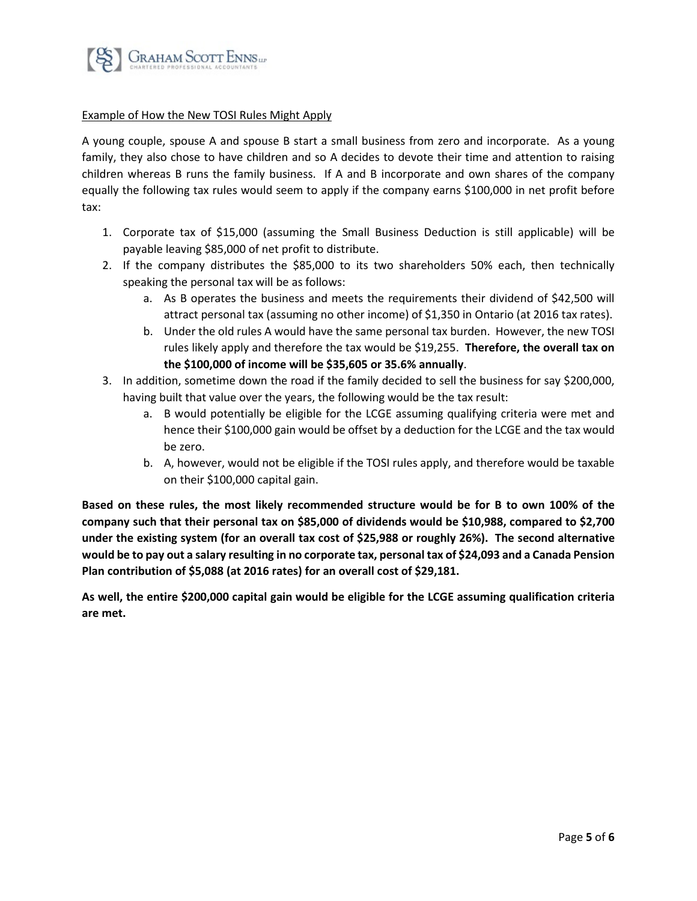<u>Example of How the New TOSI Rules Might Apply</u>

A young couple, spouse A and spouse B start a small business from zero and incorporate. As a young family, they also chose to have children and so A decides to devote their time and attention to raising children whereas B runs the family business. If A and B incorporate and own shares of the company equally the following tax rules would seem to apply if the company earns $100,000 in net profit before tax:

1. Corporate tax of $15,000 (assuming the Small Business Deduction is still applicable) will be payable leaving $85,000 of net profit to distribute.
2. If the company distributes the $85,000 to its two shareholders 50% each, then technically speaking the personal tax will be as follows:
   a. As B operates the business and meets the requirements their dividend of $42,500 will attract personal tax (assuming no other income) of $1,350 in Ontario (at 2016 tax rates).
   b. Under the old rules A would have the same personal tax burden. However, the new TOSI rules likely apply and therefore the tax would be $19,255. **Therefore, the overall tax on the $100,000 of income will be $35,605 or 35.6% annually**.
3. In addition, sometime down the road if the family decided to sell the business for say $200,000, having built that value over the years, the following would be the tax result:
   a. B would potentially be eligible for the LCGE assuming qualifying criteria were met and hence their $100,000 gain would be offset by a deduction for the LCGE and the tax would be zero.
   b. A, however, would not be eligible if the TOSI rules apply, and therefore would be taxable on their $100,000 capital gain.

**Based on these rules, the most likely recommended structure would be for B to own 100% of the company such that their personal tax on $85,000 of dividends would be $10,988, compared to $2,700 under the existing system (for an overall tax cost of $25,988 or roughly 26%). The second alternative would be to pay out a salary resulting in no corporate tax, personal tax of $24,093 and a Canada Pension Plan contribution of $5,088 (at 2016 rates) for an overall cost of $29,181.**

**As well, the entire $200,000 capital gain would be eligible for the LCGE assuming qualification criteria are met.**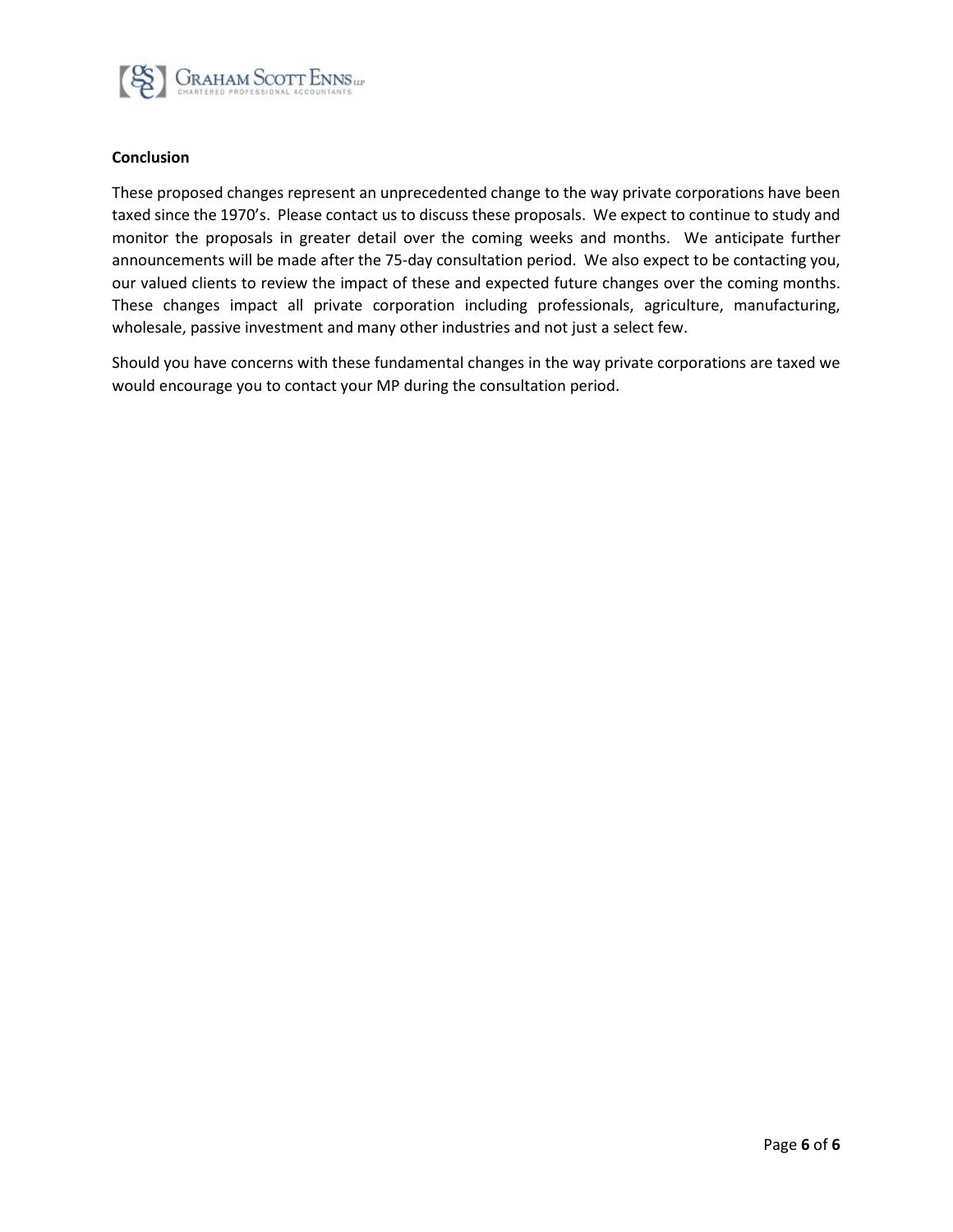**Conclusion**

These proposed changes represent an unprecedented change to the way private corporations have been taxed since the 1970's. Please contact us to discuss these proposals. We expect to continue to study and monitor the proposals in greater detail over the coming weeks and months. We anticipate further announcements will be made after the 75-day consultation period. We also expect to be contacting you, our valued clients to review the impact of these and expected future changes over the coming months. These changes impact all private corporation including professionals, agriculture, manufacturing, wholesale, passive investment and many other industries and not just a select few.

Should you have concerns with these fundamental changes in the way private corporations are taxed we would encourage you to contact your MP during the consultation period.